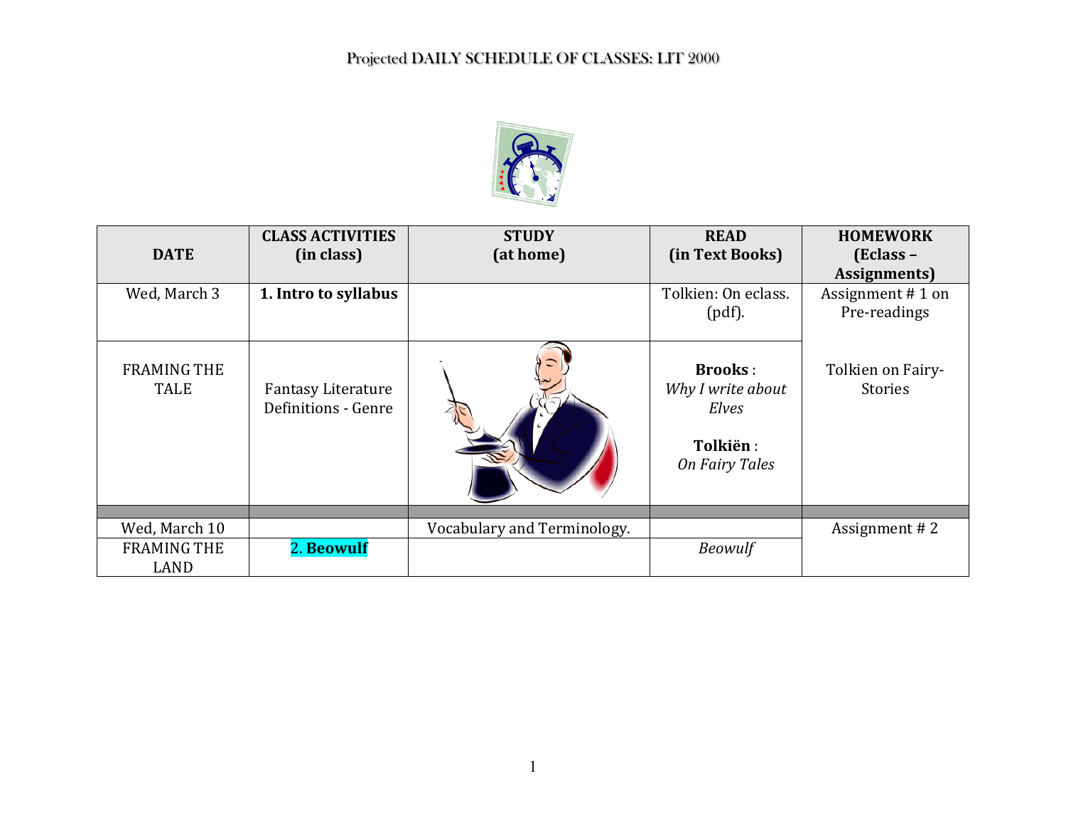# Projected DAILY SCHEDULE OF CLASSES: LIT 2000

| DATE | CLASS ACTIVITIES (in class) | STUDY (at home) | READ (in Text Books) | HOMEWORK (Eclass – Assignments) |
|---|---|---|---|---|
| Wed, March 3 | **1. Intro to syllabus** | | Tolkien: On eclass. (pdf). | Assignment # 1 on Pre-readings |
| FRAMING THE TALE | Fantasy Literature Definitions - Genre | | **Brooks** : *Why I write about Elves*<br><br>**Tolkiën** : *On Fairy Tales* | Tolkien on Fairy-Stories |
| | | | | |
| Wed, March 10 | | Vocabulary and Terminology. | | Assignment # 2 |
| FRAMING THE LAND | 2. **Beowulf** | | *Beowulf* | |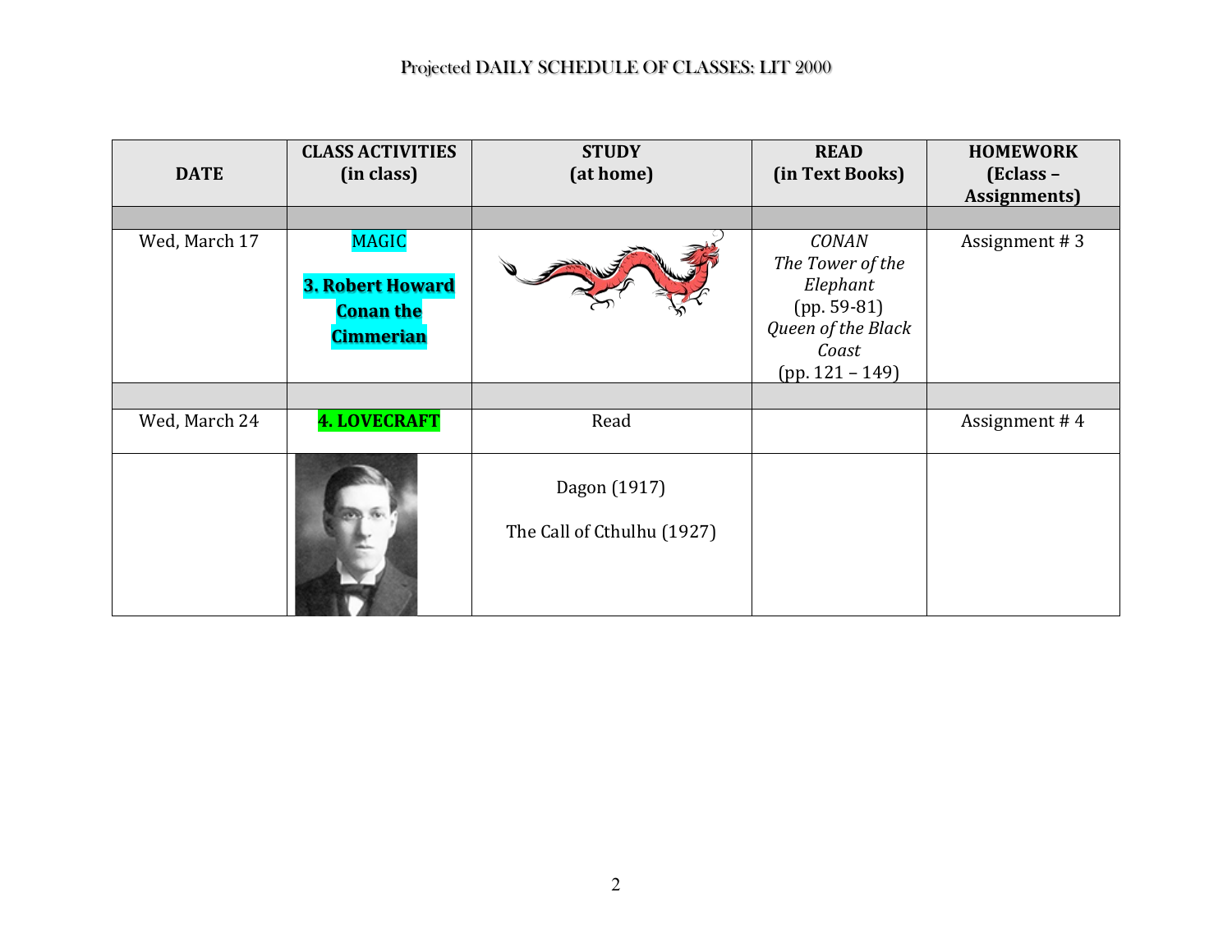Projected DAILY SCHEDULE OF CLASSES: LIT 2000

| DATE | CLASS ACTIVITIES (in class) | STUDY (at home) | READ (in Text Books) | HOMEWORK (Eclass – Assignments) |
|---|---|---|---|---|
| | | | | |
| Wed, March 17 | MAGIC<br><br>**3. Robert Howard Conan the Cimmerian** | | *CONAN*<br>*The Tower of the Elephant*<br>(pp. 59-81)<br>*Queen of the Black Coast*<br>(pp. 121 – 149) | Assignment # 3 |
| | | | | |
| Wed, March 24 | **4. LOVECRAFT** | Read | | Assignment # 4 |
| | | Dagon (1917)<br><br>The Call of Cthulhu (1927) | | |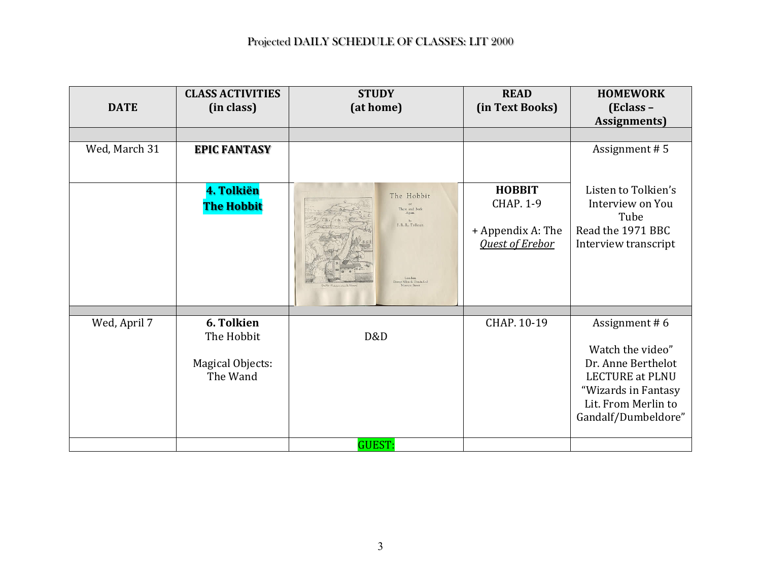# Projected DAILY SCHEDULE OF CLASSES: LIT 2000

| DATE | CLASS ACTIVITIES (in class) | STUDY (at home) | READ (in Text Books) | HOMEWORK (Eclass – Assignments) |
|---|---|---|---|---|
| | | | | |
| Wed, March 31 | **EPIC FANTASY** | | | Assignment # 5 |
| | **4. Tolkiën The Hobbit** | | **HOBBIT** CHAP. 1-9 + Appendix A: The *Quest of Erebor* | Listen to Tolkien's Interview on You Tube Read the 1971 BBC Interview transcript |
| | | | | |
| Wed, April 7 | **6. Tolkien** The Hobbit Magical Objects: The Wand | D&D | CHAP. 10-19 | Assignment # 6 Watch the video" Dr. Anne Berthelot LECTURE at PLNU "Wizards in Fantasy Lit. From Merlin to Gandalf/Dumbeldore" |
| | | GUEST: | | |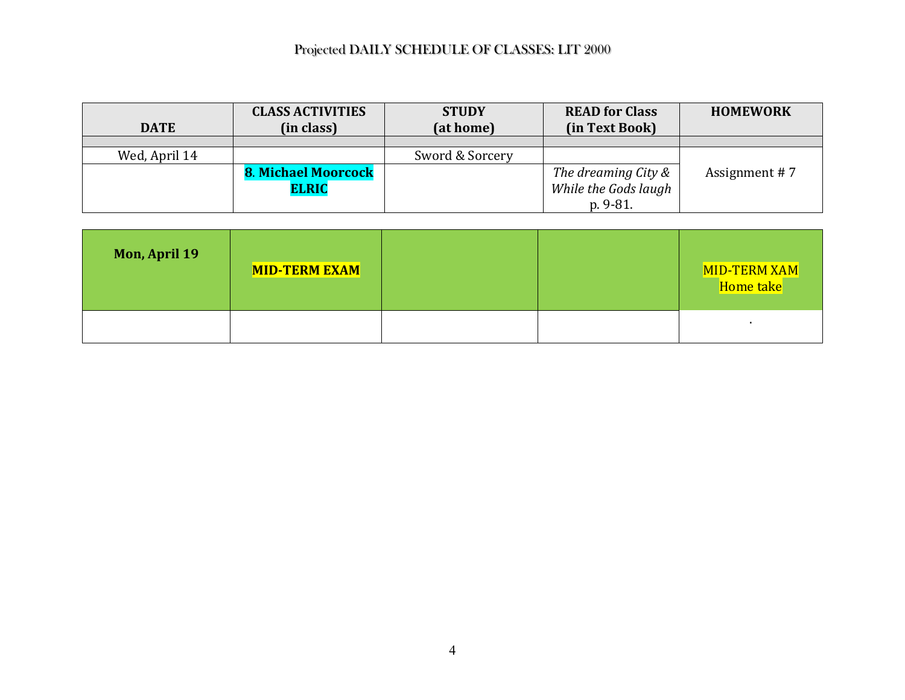Projected DAILY SCHEDULE OF CLASSES: LIT 2000

| DATE | CLASS ACTIVITIES (in class) | STUDY (at home) | READ for Class (in Text Book) | HOMEWORK |
|---|---|---|---|---|
| | | | | |
| Wed, April 14 | | Sword & Sorcery | | Assignment # 7 |
| | **8. Michael Moorcock ELRIC** | | *The dreaming City & While the Gods laugh* p. 9-81. | |

| | | | | |
|---|---|---|---|---|
| **Mon, April 19** | **MID-TERM EXAM** | | | MID-TERM XAM Home take |
| | | | | . |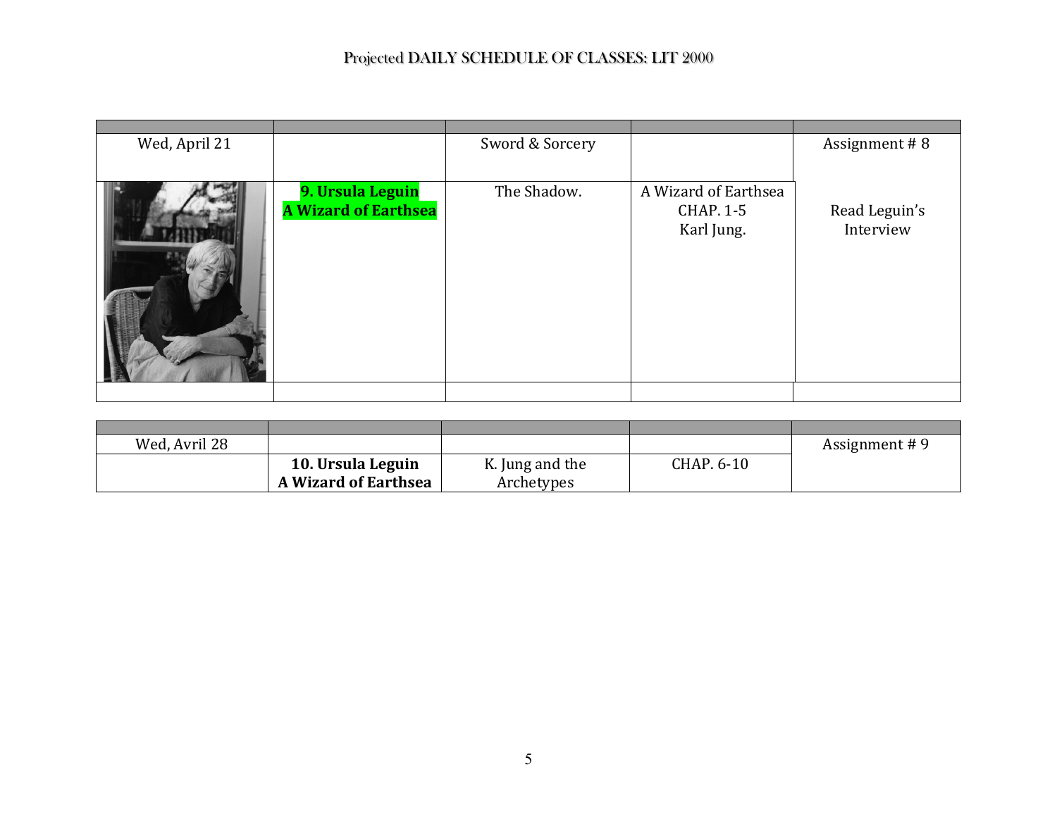# Projected DAILY SCHEDULE OF CLASSES: LIT 2000

| | | | | |
|---|---|---|---|---|
| Wed, April 21 | | Sword & Sorcery | | Assignment # 8 |
| | **9. Ursula Leguin A Wizard of Earthsea** | The Shadow. | A Wizard of Earthsea CHAP. 1-5 Karl Jung. | Read Leguin's Interview |
| | | | | |

| | | | | |
|---|---|---|---|---|
| Wed, Avril 28 | | | | Assignment # 9 |
| | **10. Ursula Leguin A Wizard of Earthsea** | K. Jung and the Archetypes | CHAP. 6-10 | |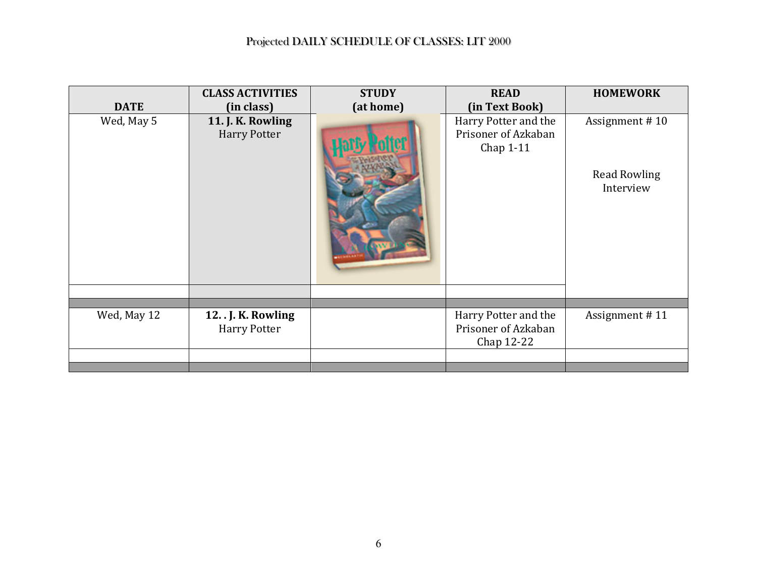# Projected DAILY SCHEDULE OF CLASSES: LIT 2000

| DATE | CLASS ACTIVITIES (in class) | STUDY (at home) | READ (in Text Book) | HOMEWORK |
|---|---|---|---|---|
| Wed, May 5 | **11. J. K. Rowling** Harry Potter | | Harry Potter and the Prisoner of Azkaban Chap 1-11 | Assignment # 10<br><br>Read Rowling Interview |
| | | | | |
| | | | | |
| Wed, May 12 | **12. . J. K. Rowling** Harry Potter | | Harry Potter and the Prisoner of Azkaban Chap 12-22 | Assignment # 11 |
| | | | | |
| | | | | |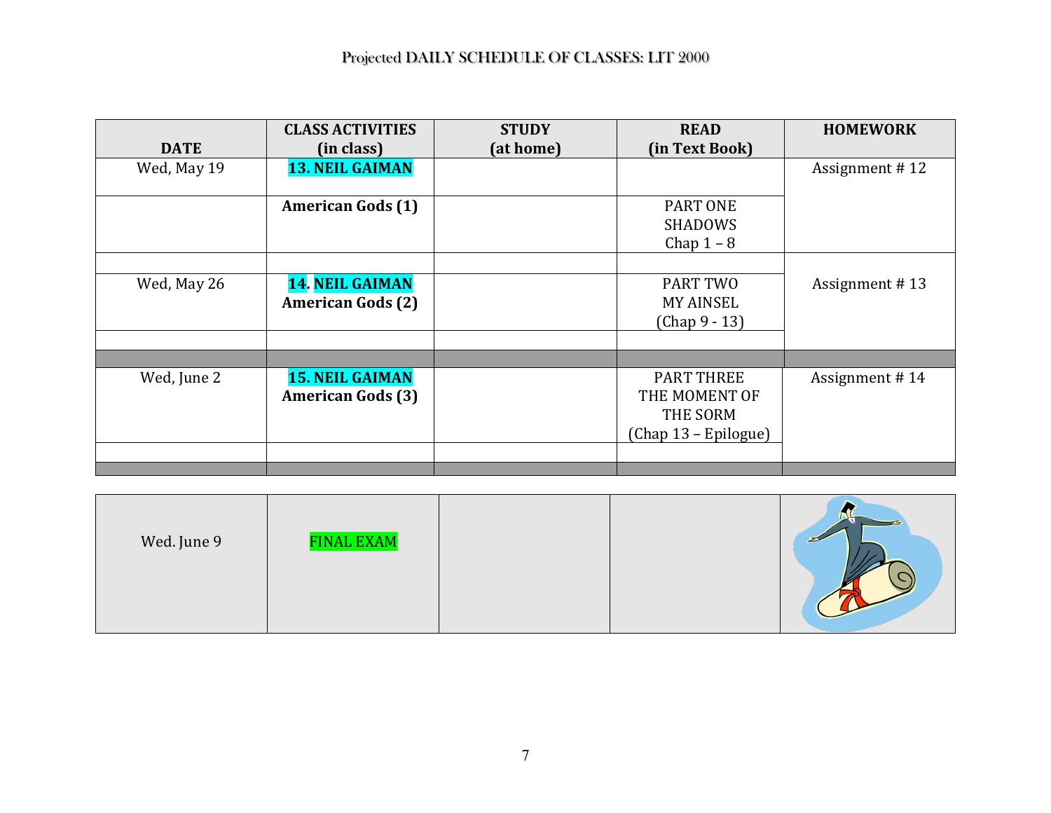# Projected DAILY SCHEDULE OF CLASSES: LIT 2000

| DATE | CLASS ACTIVITIES (in class) | STUDY (at home) | READ (in Text Book) | HOMEWORK |
|---|---|---|---|---|
| Wed, May 19 | **13. NEIL GAIMAN** | | | Assignment # 12 |
| | **American Gods (1)** | | PART ONE SHADOWS Chap 1 – 8 | |
| | | | | |
| Wed, May 26 | **14. NEIL GAIMAN American Gods (2)** | | PART TWO MY AINSEL (Chap 9 - 13) | Assignment # 13 |
| | | | | |
| | | | | |
| Wed, June 2 | **15. NEIL GAIMAN American Gods (3)** | | PART THREE THE MOMENT OF THE SORM (Chap 13 – Epilogue) | Assignment # 14 |
| | | | | |
| | | | | |

| | | | | |
|---|---|---|---|---|
| Wed. June 9 | FINAL EXAM | | | |